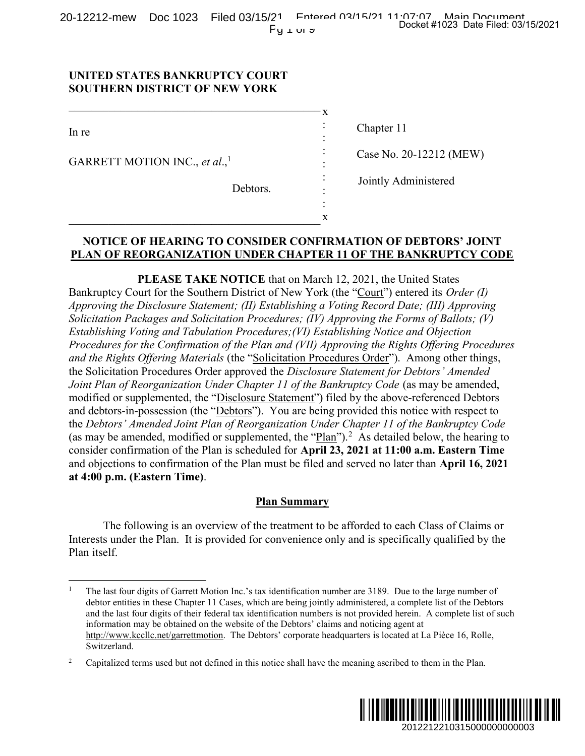**UNITED STATES BANKRUPTCY COURT**
**SOUTHERN DISTRICT OF NEW YORK**

| | |
|---|---|
| In re<br><br>GARRETT MOTION INC., *et al*.,[1]<br><br>Debtors. | Chapter 11<br><br>Case No. 20-12212 (MEW)<br><br>Jointly Administered |

**NOTICE OF HEARING TO CONSIDER CONFIRMATION OF DEBTORS' JOINT PLAN OF REORGANIZATION UNDER CHAPTER 11 OF THE BANKRUPTCY CODE**

**PLEASE TAKE NOTICE** that on March 12, 2021, the United States Bankruptcy Court for the Southern District of New York (the "Court") entered its *Order (I) Approving the Disclosure Statement; (II) Establishing a Voting Record Date; (III) Approving Solicitation Packages and Solicitation Procedures; (IV) Approving the Forms of Ballots; (V) Establishing Voting and Tabulation Procedures;(VI) Establishing Notice and Objection Procedures for the Confirmation of the Plan and (VII) Approving the Rights Offering Procedures and the Rights Offering Materials* (the "Solicitation Procedures Order"). Among other things, the Solicitation Procedures Order approved the *Disclosure Statement for Debtors' Amended Joint Plan of Reorganization Under Chapter 11 of the Bankruptcy Code* (as may be amended, modified or supplemented, the "Disclosure Statement") filed by the above-referenced Debtors and debtors-in-possession (the "Debtors"). You are being provided this notice with respect to the *Debtors' Amended Joint Plan of Reorganization Under Chapter 11 of the Bankruptcy Code* (as may be amended, modified or supplemented, the "Plan").[2] As detailed below, the hearing to consider confirmation of the Plan is scheduled for **April 23, 2021 at 11:00 a.m. Eastern Time** and objections to confirmation of the Plan must be filed and served no later than **April 16, 2021 at 4:00 p.m. (Eastern Time)**.

## Plan Summary

The following is an overview of the treatment to be afforded to each Class of Claims or Interests under the Plan. It is provided for convenience only and is specifically qualified by the Plan itself.

---

[1] The last four digits of Garrett Motion Inc.'s tax identification number are 3189. Due to the large number of debtor entities in these Chapter 11 Cases, which are being jointly administered, a complete list of the Debtors and the last four digits of their federal tax identification numbers is not provided herein. A complete list of such information may be obtained on the website of the Debtors' claims and noticing agent at http://www.kccllc.net/garrettmotion. The Debtors' corporate headquarters is located at La Pièce 16, Rolle, Switzerland.

[2] Capitalized terms used but not defined in this notice shall have the meaning ascribed to them in the Plan.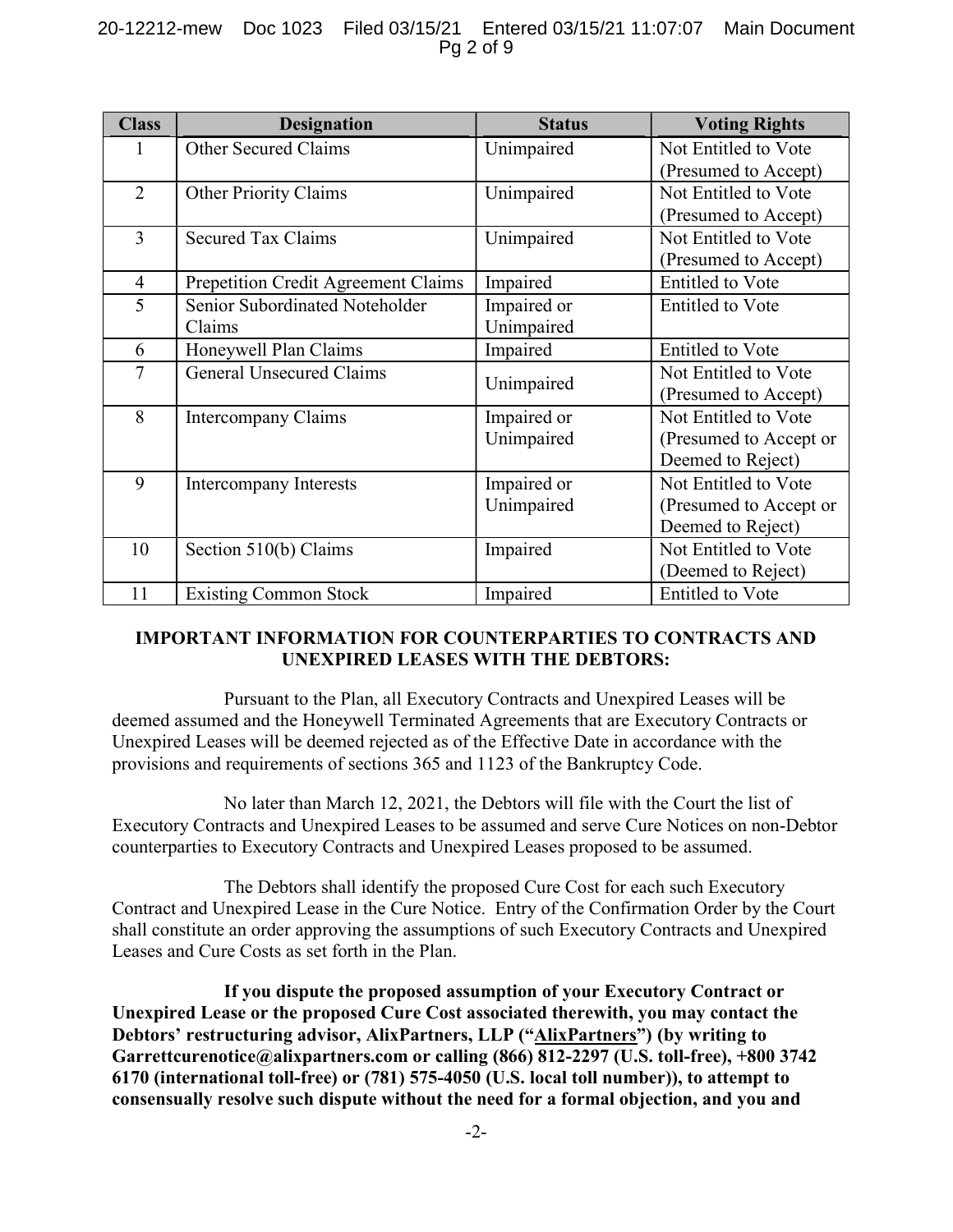| Class | Designation | Status | Voting Rights |
|---|---|---|---|
| 1 | Other Secured Claims | Unimpaired | Not Entitled to Vote (Presumed to Accept) |
| 2 | Other Priority Claims | Unimpaired | Not Entitled to Vote (Presumed to Accept) |
| 3 | Secured Tax Claims | Unimpaired | Not Entitled to Vote (Presumed to Accept) |
| 4 | Prepetition Credit Agreement Claims | Impaired | Entitled to Vote |
| 5 | Senior Subordinated Noteholder Claims | Impaired or Unimpaired | Entitled to Vote |
| 6 | Honeywell Plan Claims | Impaired | Entitled to Vote |
| 7 | General Unsecured Claims | Unimpaired | Not Entitled to Vote (Presumed to Accept) |
| 8 | Intercompany Claims | Impaired or Unimpaired | Not Entitled to Vote (Presumed to Accept or Deemed to Reject) |
| 9 | Intercompany Interests | Impaired or Unimpaired | Not Entitled to Vote (Presumed to Accept or Deemed to Reject) |
| 10 | Section 510(b) Claims | Impaired | Not Entitled to Vote (Deemed to Reject) |
| 11 | Existing Common Stock | Impaired | Entitled to Vote |

**IMPORTANT INFORMATION FOR COUNTERPARTIES TO CONTRACTS AND UNEXPIRED LEASES WITH THE DEBTORS:**

Pursuant to the Plan, all Executory Contracts and Unexpired Leases will be deemed assumed and the Honeywell Terminated Agreements that are Executory Contracts or Unexpired Leases will be deemed rejected as of the Effective Date in accordance with the provisions and requirements of sections 365 and 1123 of the Bankruptcy Code.

No later than March 12, 2021, the Debtors will file with the Court the list of Executory Contracts and Unexpired Leases to be assumed and serve Cure Notices on non-Debtor counterparties to Executory Contracts and Unexpired Leases proposed to be assumed.

The Debtors shall identify the proposed Cure Cost for each such Executory Contract and Unexpired Lease in the Cure Notice. Entry of the Confirmation Order by the Court shall constitute an order approving the assumptions of such Executory Contracts and Unexpired Leases and Cure Costs as set forth in the Plan.

**If you dispute the proposed assumption of your Executory Contract or Unexpired Lease or the proposed Cure Cost associated therewith, you may contact the Debtors' restructuring advisor, AlixPartners, LLP ("<u>AlixPartners</u>") (by writing to Garrettcurenotice@alixpartners.com or calling (866) 812-2297 (U.S. toll-free), +800 3742 6170 (international toll-free) or (781) 575-4050 (U.S. local toll number)), to attempt to consensually resolve such dispute without the need for a formal objection, and you and**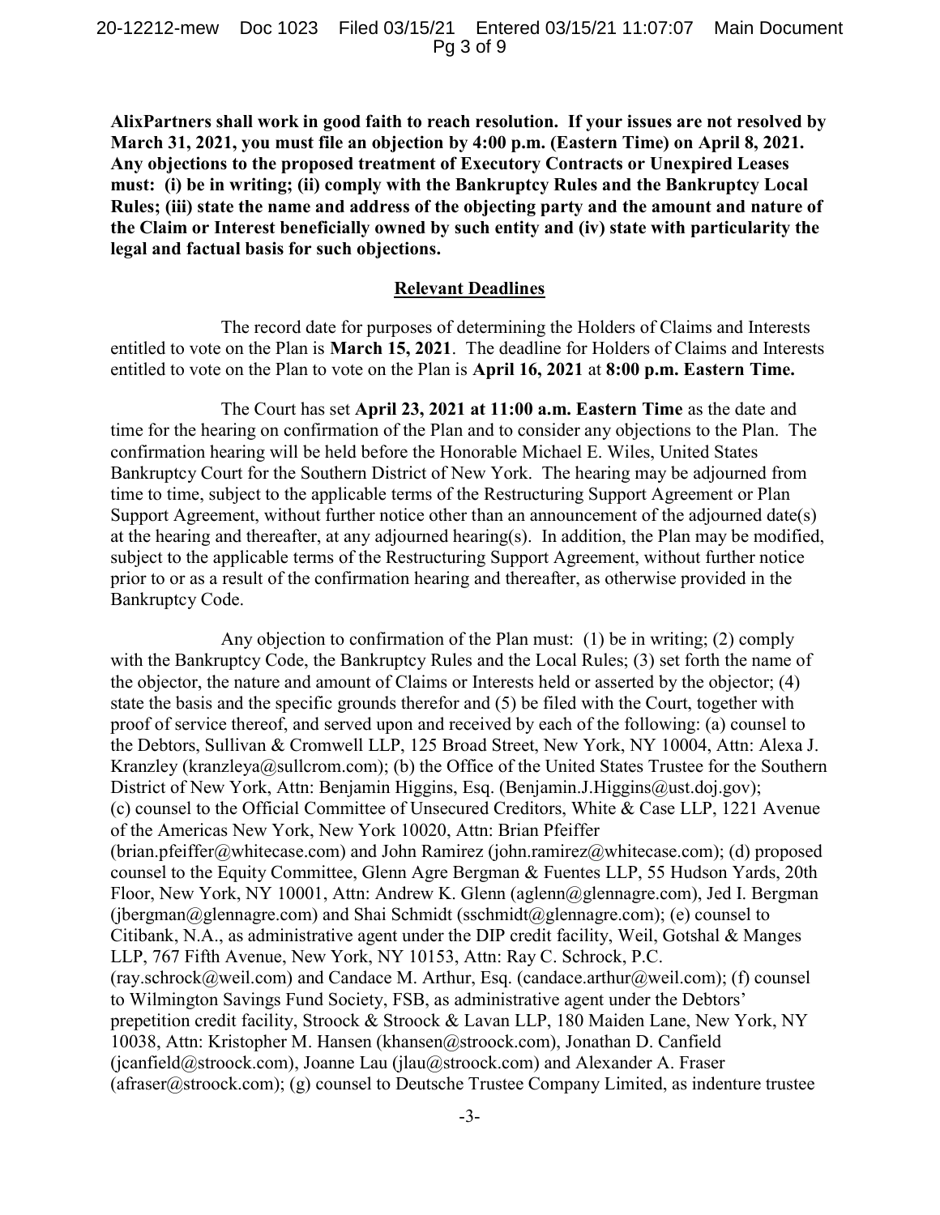**AlixPartners shall work in good faith to reach resolution. If your issues are not resolved by March 31, 2021, you must file an objection by 4:00 p.m. (Eastern Time) on April 8, 2021. Any objections to the proposed treatment of Executory Contracts or Unexpired Leases must: (i) be in writing; (ii) comply with the Bankruptcy Rules and the Bankruptcy Local Rules; (iii) state the name and address of the objecting party and the amount and nature of the Claim or Interest beneficially owned by such entity and (iv) state with particularity the legal and factual basis for such objections.**

## Relevant Deadlines

The record date for purposes of determining the Holders of Claims and Interests entitled to vote on the Plan is **March 15, 2021**. The deadline for Holders of Claims and Interests entitled to vote on the Plan to vote on the Plan is **April 16, 2021** at **8:00 p.m. Eastern Time.**

The Court has set **April 23, 2021 at 11:00 a.m. Eastern Time** as the date and time for the hearing on confirmation of the Plan and to consider any objections to the Plan. The confirmation hearing will be held before the Honorable Michael E. Wiles, United States Bankruptcy Court for the Southern District of New York. The hearing may be adjourned from time to time, subject to the applicable terms of the Restructuring Support Agreement or Plan Support Agreement, without further notice other than an announcement of the adjourned date(s) at the hearing and thereafter, at any adjourned hearing(s). In addition, the Plan may be modified, subject to the applicable terms of the Restructuring Support Agreement, without further notice prior to or as a result of the confirmation hearing and thereafter, as otherwise provided in the Bankruptcy Code.

Any objection to confirmation of the Plan must: (1) be in writing; (2) comply with the Bankruptcy Code, the Bankruptcy Rules and the Local Rules; (3) set forth the name of the objector, the nature and amount of Claims or Interests held or asserted by the objector; (4) state the basis and the specific grounds therefor and (5) be filed with the Court, together with proof of service thereof, and served upon and received by each of the following: (a) counsel to the Debtors, Sullivan & Cromwell LLP, 125 Broad Street, New York, NY 10004, Attn: Alexa J. Kranzley (kranzleya@sullcrom.com); (b) the Office of the United States Trustee for the Southern District of New York, Attn: Benjamin Higgins, Esq. (Benjamin.J.Higgins@ust.doj.gov); (c) counsel to the Official Committee of Unsecured Creditors, White & Case LLP, 1221 Avenue of the Americas New York, New York 10020, Attn: Brian Pfeiffer (brian.pfeiffer@whitecase.com) and John Ramirez (john.ramirez@whitecase.com); (d) proposed counsel to the Equity Committee, Glenn Agre Bergman & Fuentes LLP, 55 Hudson Yards, 20th Floor, New York, NY 10001, Attn: Andrew K. Glenn (aglenn@glennagre.com), Jed I. Bergman (jbergman@glennagre.com) and Shai Schmidt (sschmidt@glennagre.com); (e) counsel to Citibank, N.A., as administrative agent under the DIP credit facility, Weil, Gotshal & Manges LLP, 767 Fifth Avenue, New York, NY 10153, Attn: Ray C. Schrock, P.C. (ray.schrock@weil.com) and Candace M. Arthur, Esq. (candace.arthur@weil.com); (f) counsel to Wilmington Savings Fund Society, FSB, as administrative agent under the Debtors' prepetition credit facility, Stroock & Stroock & Lavan LLP, 180 Maiden Lane, New York, NY 10038, Attn: Kristopher M. Hansen (khansen@stroock.com), Jonathan D. Canfield (jcanfield@stroock.com), Joanne Lau (jlau@stroock.com) and Alexander A. Fraser (afraser@stroock.com); (g) counsel to Deutsche Trustee Company Limited, as indenture trustee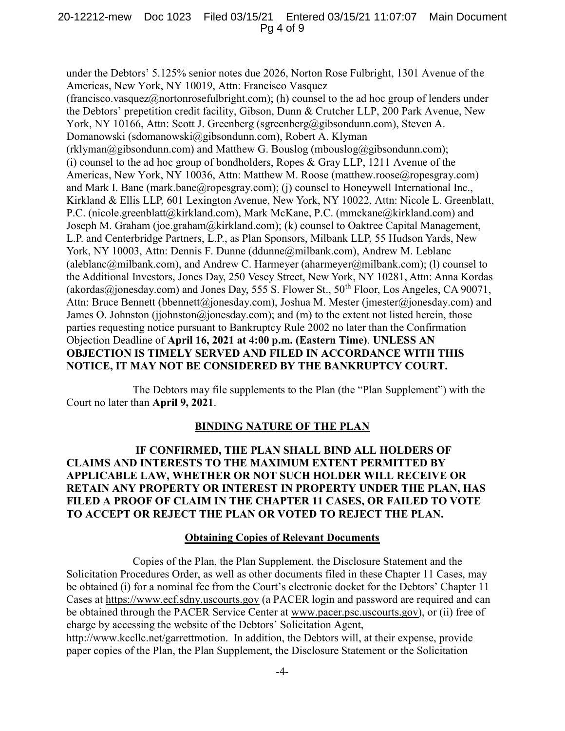under the Debtors' 5.125% senior notes due 2026, Norton Rose Fulbright, 1301 Avenue of the Americas, New York, NY 10019, Attn: Francisco Vasquez (francisco.vasquez@nortonrosefulbright.com); (h) counsel to the ad hoc group of lenders under the Debtors' prepetition credit facility, Gibson, Dunn & Crutcher LLP, 200 Park Avenue, New York, NY 10166, Attn: Scott J. Greenberg (sgreenberg@gibsondunn.com), Steven A. Domanowski (sdomanowski@gibsondunn.com), Robert A. Klyman (rklyman@gibsondunn.com) and Matthew G. Bouslog (mbouslog@gibsondunn.com); (i) counsel to the ad hoc group of bondholders, Ropes & Gray LLP, 1211 Avenue of the Americas, New York, NY 10036, Attn: Matthew M. Roose (matthew.roose@ropesgray.com) and Mark I. Bane (mark.bane@ropesgray.com); (j) counsel to Honeywell International Inc., Kirkland & Ellis LLP, 601 Lexington Avenue, New York, NY 10022, Attn: Nicole L. Greenblatt, P.C. (nicole.greenblatt@kirkland.com), Mark McKane, P.C. (mmckane@kirkland.com) and Joseph M. Graham (joe.graham@kirkland.com); (k) counsel to Oaktree Capital Management, L.P. and Centerbridge Partners, L.P., as Plan Sponsors, Milbank LLP, 55 Hudson Yards, New York, NY 10003, Attn: Dennis F. Dunne (ddunne@milbank.com), Andrew M. Leblanc (aleblanc@milbank.com), and Andrew C. Harmeyer (aharmeyer@milbank.com); (l) counsel to the Additional Investors, Jones Day, 250 Vesey Street, New York, NY 10281, Attn: Anna Kordas (akordas@jonesday.com) and Jones Day, 555 S. Flower St., 50th Floor, Los Angeles, CA 90071, Attn: Bruce Bennett (bbennett@jonesday.com), Joshua M. Mester (jmester@jonesday.com) and James O. Johnston (jjohnston@jonesday.com); and (m) to the extent not listed herein, those parties requesting notice pursuant to Bankruptcy Rule 2002 no later than the Confirmation Objection Deadline of **April 16, 2021 at 4:00 p.m. (Eastern Time)**. **UNLESS AN OBJECTION IS TIMELY SERVED AND FILED IN ACCORDANCE WITH THIS NOTICE, IT MAY NOT BE CONSIDERED BY THE BANKRUPTCY COURT.**

The Debtors may file supplements to the Plan (the "Plan Supplement") with the Court no later than **April 9, 2021**.

## BINDING NATURE OF THE PLAN

**IF CONFIRMED, THE PLAN SHALL BIND ALL HOLDERS OF CLAIMS AND INTERESTS TO THE MAXIMUM EXTENT PERMITTED BY APPLICABLE LAW, WHETHER OR NOT SUCH HOLDER WILL RECEIVE OR RETAIN ANY PROPERTY OR INTEREST IN PROPERTY UNDER THE PLAN, HAS FILED A PROOF OF CLAIM IN THE CHAPTER 11 CASES, OR FAILED TO VOTE TO ACCEPT OR REJECT THE PLAN OR VOTED TO REJECT THE PLAN.**

## Obtaining Copies of Relevant Documents

Copies of the Plan, the Plan Supplement, the Disclosure Statement and the Solicitation Procedures Order, as well as other documents filed in these Chapter 11 Cases, may be obtained (i) for a nominal fee from the Court's electronic docket for the Debtors' Chapter 11 Cases at https://www.ecf.sdny.uscourts.gov (a PACER login and password are required and can be obtained through the PACER Service Center at www.pacer.psc.uscourts.gov), or (ii) free of charge by accessing the website of the Debtors' Solicitation Agent, http://www.kccllc.net/garrettmotion. In addition, the Debtors will, at their expense, provide paper copies of the Plan, the Plan Supplement, the Disclosure Statement or the Solicitation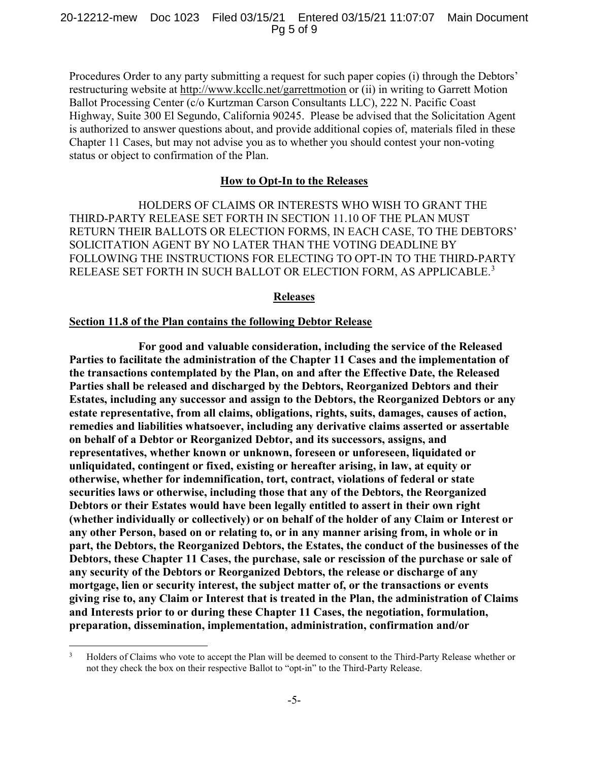Procedures Order to any party submitting a request for such paper copies (i) through the Debtors' restructuring website at http://www.kccllc.net/garrettmotion or (ii) in writing to Garrett Motion Ballot Processing Center (c/o Kurtzman Carson Consultants LLC), 222 N. Pacific Coast Highway, Suite 300 El Segundo, California 90245. Please be advised that the Solicitation Agent is authorized to answer questions about, and provide additional copies of, materials filed in these Chapter 11 Cases, but may not advise you as to whether you should contest your non-voting status or object to confirmation of the Plan.

**How to Opt-In to the Releases**

HOLDERS OF CLAIMS OR INTERESTS WHO WISH TO GRANT THE THIRD-PARTY RELEASE SET FORTH IN SECTION 11.10 OF THE PLAN MUST RETURN THEIR BALLOTS OR ELECTION FORMS, IN EACH CASE, TO THE DEBTORS' SOLICITATION AGENT BY NO LATER THAN THE VOTING DEADLINE BY FOLLOWING THE INSTRUCTIONS FOR ELECTING TO OPT-IN TO THE THIRD-PARTY RELEASE SET FORTH IN SUCH BALLOT OR ELECTION FORM, AS APPLICABLE.[3]

**Releases**

**Section 11.8 of the Plan contains the following Debtor Release**

**For good and valuable consideration, including the service of the Released Parties to facilitate the administration of the Chapter 11 Cases and the implementation of the transactions contemplated by the Plan, on and after the Effective Date, the Released Parties shall be released and discharged by the Debtors, Reorganized Debtors and their Estates, including any successor and assign to the Debtors, the Reorganized Debtors or any estate representative, from all claims, obligations, rights, suits, damages, causes of action, remedies and liabilities whatsoever, including any derivative claims asserted or assertable on behalf of a Debtor or Reorganized Debtor, and its successors, assigns, and representatives, whether known or unknown, foreseen or unforeseen, liquidated or unliquidated, contingent or fixed, existing or hereafter arising, in law, at equity or otherwise, whether for indemnification, tort, contract, violations of federal or state securities laws or otherwise, including those that any of the Debtors, the Reorganized Debtors or their Estates would have been legally entitled to assert in their own right (whether individually or collectively) or on behalf of the holder of any Claim or Interest or any other Person, based on or relating to, or in any manner arising from, in whole or in part, the Debtors, the Reorganized Debtors, the Estates, the conduct of the businesses of the Debtors, these Chapter 11 Cases, the purchase, sale or rescission of the purchase or sale of any security of the Debtors or Reorganized Debtors, the release or discharge of any mortgage, lien or security interest, the subject matter of, or the transactions or events giving rise to, any Claim or Interest that is treated in the Plan, the administration of Claims and Interests prior to or during these Chapter 11 Cases, the negotiation, formulation, preparation, dissemination, implementation, administration, confirmation and/or**

---

[3] Holders of Claims who vote to accept the Plan will be deemed to consent to the Third-Party Release whether or not they check the box on their respective Ballot to "opt-in" to the Third-Party Release.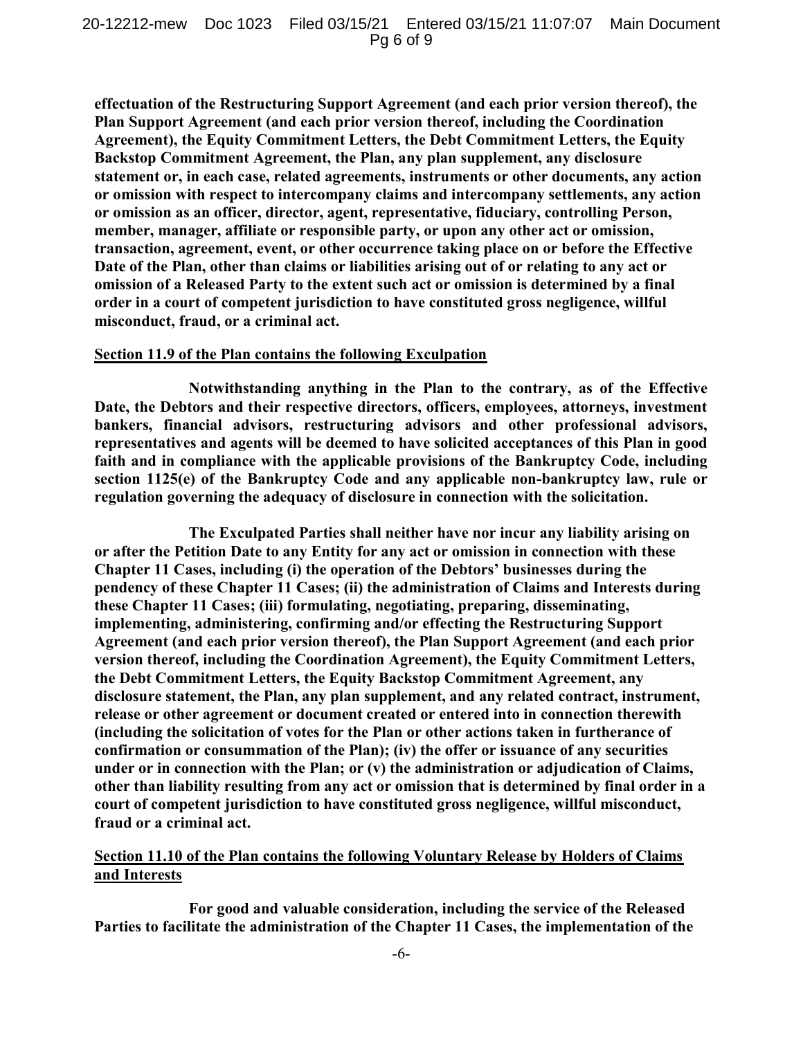**effectuation of the Restructuring Support Agreement (and each prior version thereof), the Plan Support Agreement (and each prior version thereof, including the Coordination Agreement), the Equity Commitment Letters, the Debt Commitment Letters, the Equity Backstop Commitment Agreement, the Plan, any plan supplement, any disclosure statement or, in each case, related agreements, instruments or other documents, any action or omission with respect to intercompany claims and intercompany settlements, any action or omission as an officer, director, agent, representative, fiduciary, controlling Person, member, manager, affiliate or responsible party, or upon any other act or omission, transaction, agreement, event, or other occurrence taking place on or before the Effective Date of the Plan, other than claims or liabilities arising out of or relating to any act or omission of a Released Party to the extent such act or omission is determined by a final order in a court of competent jurisdiction to have constituted gross negligence, willful misconduct, fraud, or a criminal act.**

**<u>Section 11.9 of the Plan contains the following Exculpation</u>**

**Notwithstanding anything in the Plan to the contrary, as of the Effective Date, the Debtors and their respective directors, officers, employees, attorneys, investment bankers, financial advisors, restructuring advisors and other professional advisors, representatives and agents will be deemed to have solicited acceptances of this Plan in good faith and in compliance with the applicable provisions of the Bankruptcy Code, including section 1125(e) of the Bankruptcy Code and any applicable non-bankruptcy law, rule or regulation governing the adequacy of disclosure in connection with the solicitation.**

**The Exculpated Parties shall neither have nor incur any liability arising on or after the Petition Date to any Entity for any act or omission in connection with these Chapter 11 Cases, including (i) the operation of the Debtors' businesses during the pendency of these Chapter 11 Cases; (ii) the administration of Claims and Interests during these Chapter 11 Cases; (iii) formulating, negotiating, preparing, disseminating, implementing, administering, confirming and/or effecting the Restructuring Support Agreement (and each prior version thereof), the Plan Support Agreement (and each prior version thereof, including the Coordination Agreement), the Equity Commitment Letters, the Debt Commitment Letters, the Equity Backstop Commitment Agreement, any disclosure statement, the Plan, any plan supplement, and any related contract, instrument, release or other agreement or document created or entered into in connection therewith (including the solicitation of votes for the Plan or other actions taken in furtherance of confirmation or consummation of the Plan); (iv) the offer or issuance of any securities under or in connection with the Plan; or (v) the administration or adjudication of Claims, other than liability resulting from any act or omission that is determined by final order in a court of competent jurisdiction to have constituted gross negligence, willful misconduct, fraud or a criminal act.**

**<u>Section 11.10 of the Plan contains the following Voluntary Release by Holders of Claims and Interests</u>**

**For good and valuable consideration, including the service of the Released Parties to facilitate the administration of the Chapter 11 Cases, the implementation of the**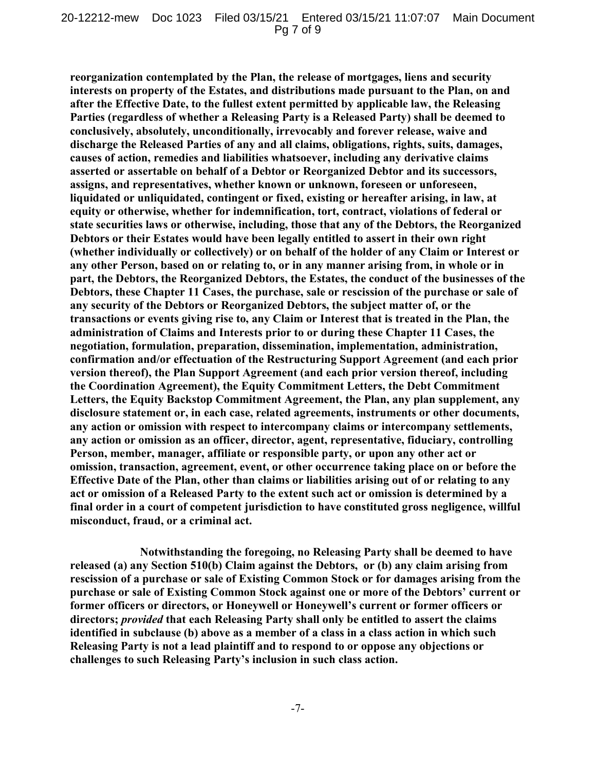**reorganization contemplated by the Plan, the release of mortgages, liens and security interests on property of the Estates, and distributions made pursuant to the Plan, on and after the Effective Date, to the fullest extent permitted by applicable law, the Releasing Parties (regardless of whether a Releasing Party is a Released Party) shall be deemed to conclusively, absolutely, unconditionally, irrevocably and forever release, waive and discharge the Released Parties of any and all claims, obligations, rights, suits, damages, causes of action, remedies and liabilities whatsoever, including any derivative claims asserted or assertable on behalf of a Debtor or Reorganized Debtor and its successors, assigns, and representatives, whether known or unknown, foreseen or unforeseen, liquidated or unliquidated, contingent or fixed, existing or hereafter arising, in law, at equity or otherwise, whether for indemnification, tort, contract, violations of federal or state securities laws or otherwise, including, those that any of the Debtors, the Reorganized Debtors or their Estates would have been legally entitled to assert in their own right (whether individually or collectively) or on behalf of the holder of any Claim or Interest or any other Person, based on or relating to, or in any manner arising from, in whole or in part, the Debtors, the Reorganized Debtors, the Estates, the conduct of the businesses of the Debtors, these Chapter 11 Cases, the purchase, sale or rescission of the purchase or sale of any security of the Debtors or Reorganized Debtors, the subject matter of, or the transactions or events giving rise to, any Claim or Interest that is treated in the Plan, the administration of Claims and Interests prior to or during these Chapter 11 Cases, the negotiation, formulation, preparation, dissemination, implementation, administration, confirmation and/or effectuation of the Restructuring Support Agreement (and each prior version thereof), the Plan Support Agreement (and each prior version thereof, including the Coordination Agreement), the Equity Commitment Letters, the Debt Commitment Letters, the Equity Backstop Commitment Agreement, the Plan, any plan supplement, any disclosure statement or, in each case, related agreements, instruments or other documents, any action or omission with respect to intercompany claims or intercompany settlements, any action or omission as an officer, director, agent, representative, fiduciary, controlling Person, member, manager, affiliate or responsible party, or upon any other act or omission, transaction, agreement, event, or other occurrence taking place on or before the Effective Date of the Plan, other than claims or liabilities arising out of or relating to any act or omission of a Released Party to the extent such act or omission is determined by a final order in a court of competent jurisdiction to have constituted gross negligence, willful misconduct, fraud, or a criminal act.**

**Notwithstanding the foregoing, no Releasing Party shall be deemed to have released (a) any Section 510(b) Claim against the Debtors, or (b) any claim arising from rescission of a purchase or sale of Existing Common Stock or for damages arising from the purchase or sale of Existing Common Stock against one or more of the Debtors' current or former officers or directors, or Honeywell or Honeywell's current or former officers or directors; *provided* that each Releasing Party shall only be entitled to assert the claims identified in subclause (b) above as a member of a class in a class action in which such Releasing Party is not a lead plaintiff and to respond to or oppose any objections or challenges to such Releasing Party's inclusion in such class action.**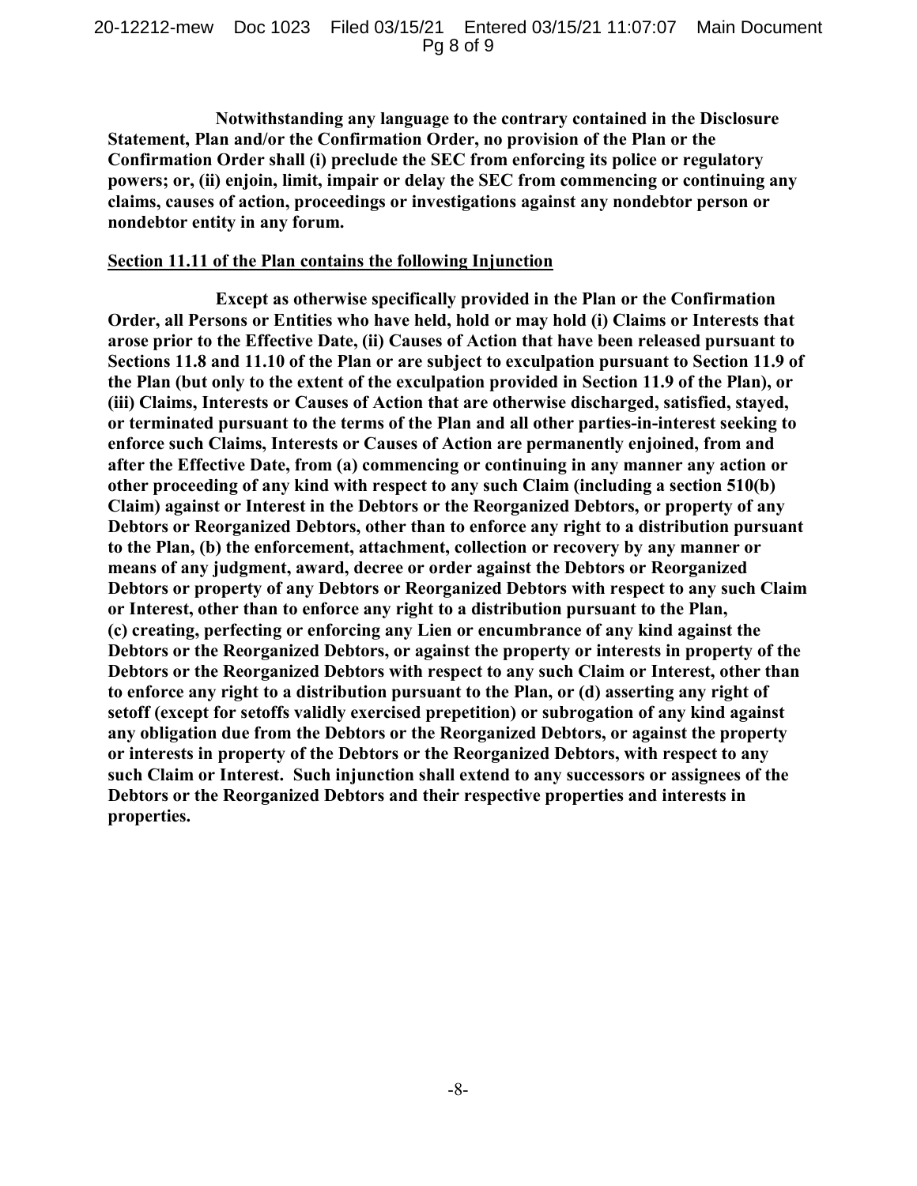**Notwithstanding any language to the contrary contained in the Disclosure Statement, Plan and/or the Confirmation Order, no provision of the Plan or the Confirmation Order shall (i) preclude the SEC from enforcing its police or regulatory powers; or, (ii) enjoin, limit, impair or delay the SEC from commencing or continuing any claims, causes of action, proceedings or investigations against any nondebtor person or nondebtor entity in any forum.**

**<u>Section 11.11 of the Plan contains the following Injunction</u>**

**Except as otherwise specifically provided in the Plan or the Confirmation Order, all Persons or Entities who have held, hold or may hold (i) Claims or Interests that arose prior to the Effective Date, (ii) Causes of Action that have been released pursuant to Sections 11.8 and 11.10 of the Plan or are subject to exculpation pursuant to Section 11.9 of the Plan (but only to the extent of the exculpation provided in Section 11.9 of the Plan), or (iii) Claims, Interests or Causes of Action that are otherwise discharged, satisfied, stayed, or terminated pursuant to the terms of the Plan and all other parties-in-interest seeking to enforce such Claims, Interests or Causes of Action are permanently enjoined, from and after the Effective Date, from (a) commencing or continuing in any manner any action or other proceeding of any kind with respect to any such Claim (including a section 510(b) Claim) against or Interest in the Debtors or the Reorganized Debtors, or property of any Debtors or Reorganized Debtors, other than to enforce any right to a distribution pursuant to the Plan, (b) the enforcement, attachment, collection or recovery by any manner or means of any judgment, award, decree or order against the Debtors or Reorganized Debtors or property of any Debtors or Reorganized Debtors with respect to any such Claim or Interest, other than to enforce any right to a distribution pursuant to the Plan, (c) creating, perfecting or enforcing any Lien or encumbrance of any kind against the Debtors or the Reorganized Debtors, or against the property or interests in property of the Debtors or the Reorganized Debtors with respect to any such Claim or Interest, other than to enforce any right to a distribution pursuant to the Plan, or (d) asserting any right of setoff (except for setoffs validly exercised prepetition) or subrogation of any kind against any obligation due from the Debtors or the Reorganized Debtors, or against the property or interests in property of the Debtors or the Reorganized Debtors, with respect to any such Claim or Interest. Such injunction shall extend to any successors or assignees of the Debtors or the Reorganized Debtors and their respective properties and interests in properties.**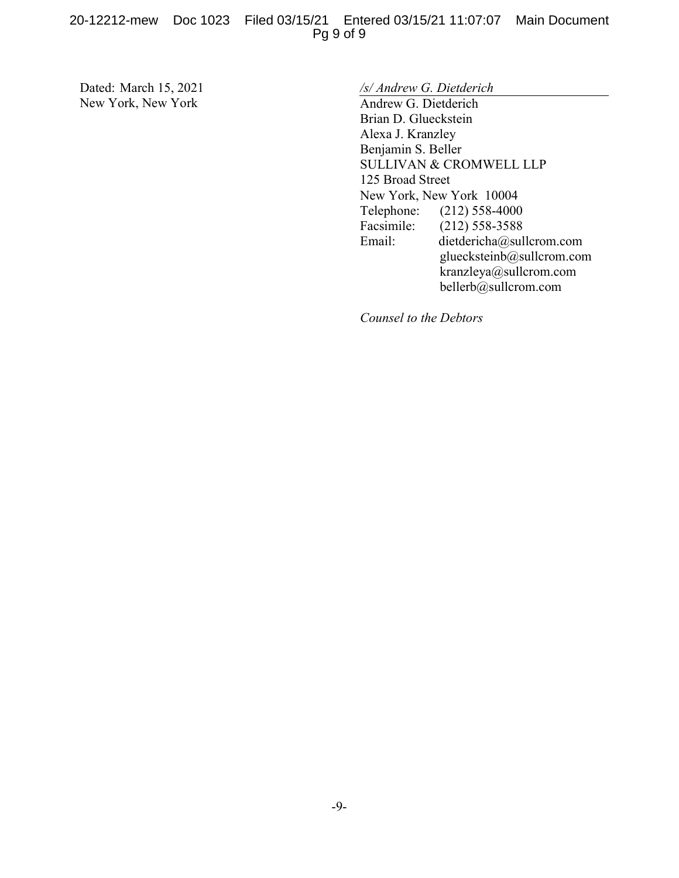Dated: March 15, 2021
New York, New York

*/s/ Andrew G. Dietderich*
Andrew G. Dietderich
Brian D. Glueckstein
Alexa J. Kranzley
Benjamin S. Beller
SULLIVAN & CROMWELL LLP
125 Broad Street
New York, New York 10004
Telephone: (212) 558-4000
Facsimile: (212) 558-3588
Email: dietdericha@sullcrom.com
gluecksteinb@sullcrom.com
kranzleya@sullcrom.com
bellerb@sullcrom.com

*Counsel to the Debtors*